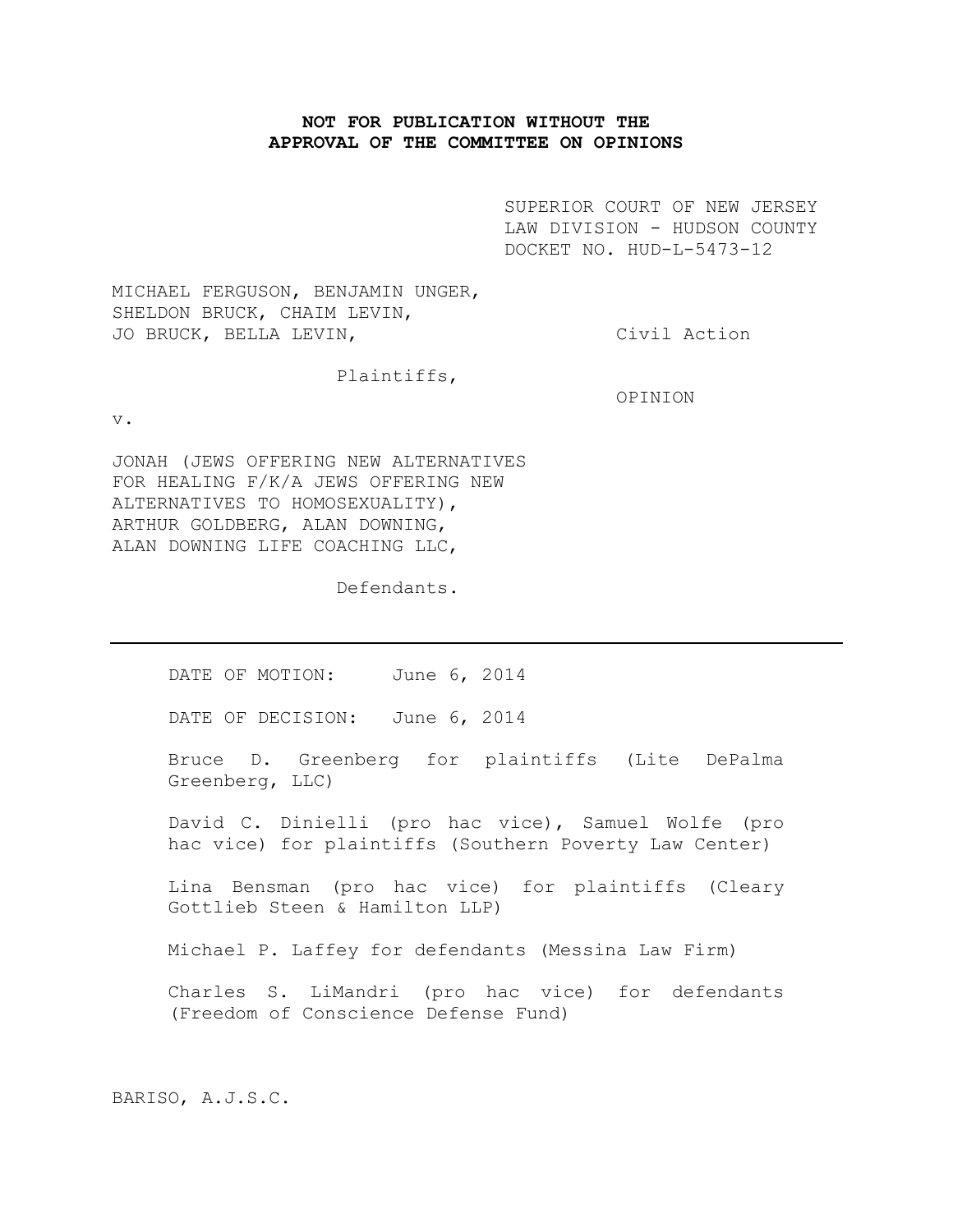**NOT FOR PUBLICATION WITHOUT THE APPROVAL OF THE COMMITTEE ON OPINIONS**

SUPERIOR COURT OF NEW JERSEY
LAW DIVISION - HUDSON COUNTY
DOCKET NO. HUD-L-5473-12

MICHAEL FERGUSON, BENJAMIN UNGER, SHELDON BRUCK, CHAIM LEVIN, JO BRUCK, BELLA LEVIN,

Plaintiffs,

v.

JONAH (JEWS OFFERING NEW ALTERNATIVES FOR HEALING F/K/A JEWS OFFERING NEW ALTERNATIVES TO HOMOSEXUALITY), ARTHUR GOLDBERG, ALAN DOWNING, ALAN DOWNING LIFE COACHING LLC,

Defendants.

Civil Action

OPINION

---

DATE OF MOTION: June 6, 2014

DATE OF DECISION: June 6, 2014

Bruce D. Greenberg for plaintiffs (Lite DePalma Greenberg, LLC)

David C. Dinielli (pro hac vice), Samuel Wolfe (pro hac vice) for plaintiffs (Southern Poverty Law Center)

Lina Bensman (pro hac vice) for plaintiffs (Cleary Gottlieb Steen & Hamilton LLP)

Michael P. Laffey for defendants (Messina Law Firm)

Charles S. LiMandri (pro hac vice) for defendants (Freedom of Conscience Defense Fund)

BARISO, A.J.S.C.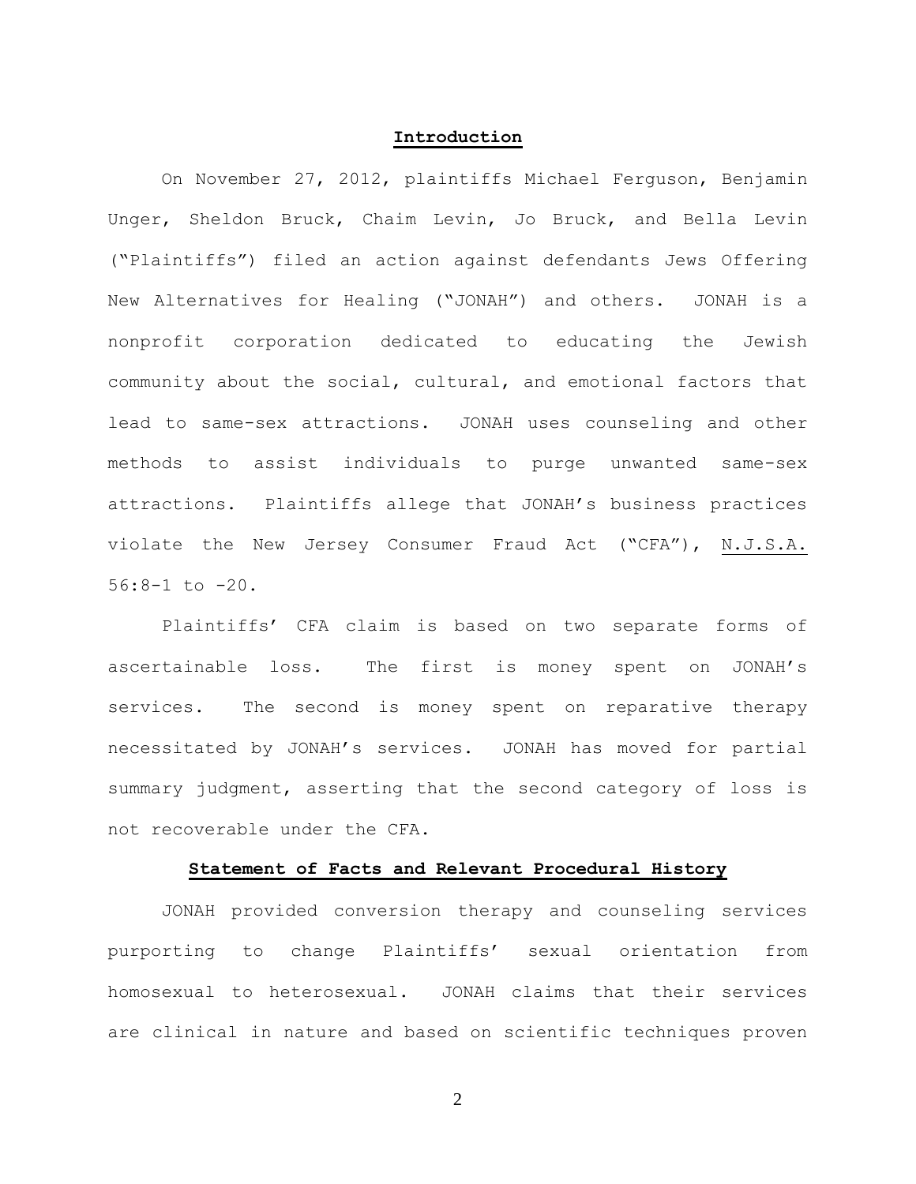## Introduction

On November 27, 2012, plaintiffs Michael Ferguson, Benjamin Unger, Sheldon Bruck, Chaim Levin, Jo Bruck, and Bella Levin ("Plaintiffs") filed an action against defendants Jews Offering New Alternatives for Healing ("JONAH") and others. JONAH is a nonprofit corporation dedicated to educating the Jewish community about the social, cultural, and emotional factors that lead to same-sex attractions. JONAH uses counseling and other methods to assist individuals to purge unwanted same-sex attractions. Plaintiffs allege that JONAH's business practices violate the New Jersey Consumer Fraud Act ("CFA"), N.J.S.A. 56:8-1 to -20.

Plaintiffs' CFA claim is based on two separate forms of ascertainable loss. The first is money spent on JONAH's services. The second is money spent on reparative therapy necessitated by JONAH's services. JONAH has moved for partial summary judgment, asserting that the second category of loss is not recoverable under the CFA.

## Statement of Facts and Relevant Procedural History

JONAH provided conversion therapy and counseling services purporting to change Plaintiffs' sexual orientation from homosexual to heterosexual. JONAH claims that their services are clinical in nature and based on scientific techniques proven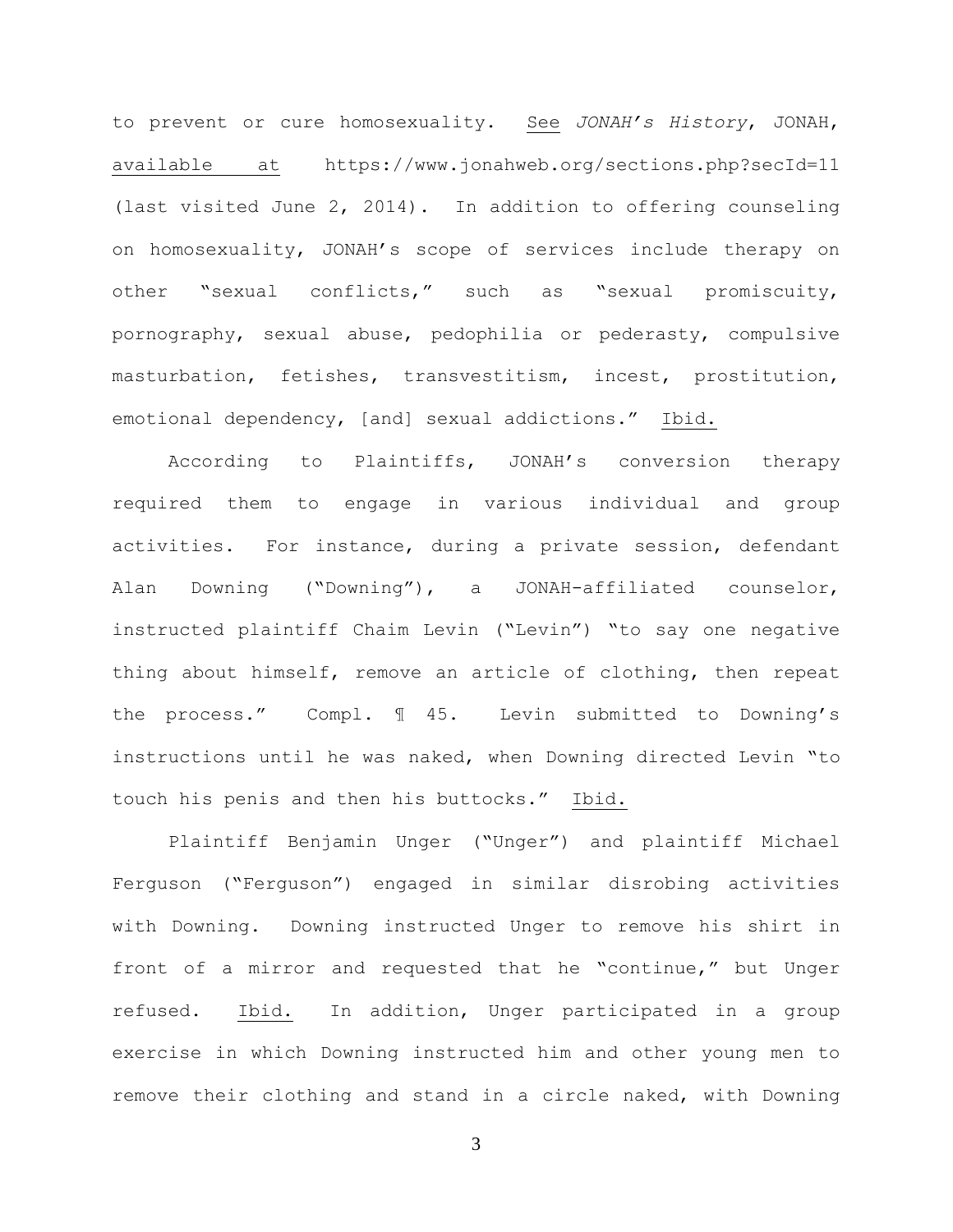to prevent or cure homosexuality. See *JONAH's History*, JONAH, available at https://www.jonahweb.org/sections.php?secId=11 (last visited June 2, 2014). In addition to offering counseling on homosexuality, JONAH's scope of services include therapy on other "sexual conflicts," such as "sexual promiscuity, pornography, sexual abuse, pedophilia or pederasty, compulsive masturbation, fetishes, transvestitism, incest, prostitution, emotional dependency, [and] sexual addictions." Ibid.

According to Plaintiffs, JONAH's conversion therapy required them to engage in various individual and group activities. For instance, during a private session, defendant Alan Downing ("Downing"), a JONAH-affiliated counselor, instructed plaintiff Chaim Levin ("Levin") "to say one negative thing about himself, remove an article of clothing, then repeat the process." Compl. ¶ 45. Levin submitted to Downing's instructions until he was naked, when Downing directed Levin "to touch his penis and then his buttocks." Ibid.

Plaintiff Benjamin Unger ("Unger") and plaintiff Michael Ferguson ("Ferguson") engaged in similar disrobing activities with Downing. Downing instructed Unger to remove his shirt in front of a mirror and requested that he "continue," but Unger refused. Ibid. In addition, Unger participated in a group exercise in which Downing instructed him and other young men to remove their clothing and stand in a circle naked, with Downing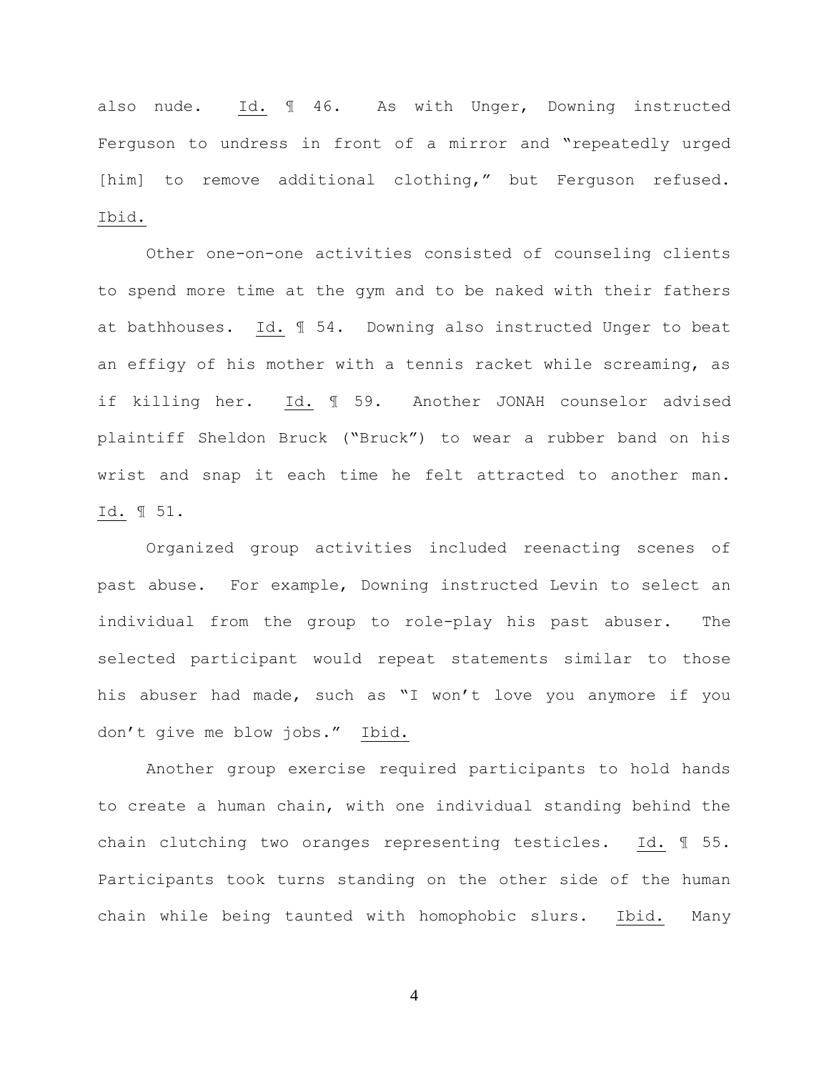also nude. Id. ¶ 46. As with Unger, Downing instructed Ferguson to undress in front of a mirror and "repeatedly urged [him] to remove additional clothing," but Ferguson refused. Ibid.

Other one-on-one activities consisted of counseling clients to spend more time at the gym and to be naked with their fathers at bathhouses. Id. ¶ 54. Downing also instructed Unger to beat an effigy of his mother with a tennis racket while screaming, as if killing her. Id. ¶ 59. Another JONAH counselor advised plaintiff Sheldon Bruck ("Bruck") to wear a rubber band on his wrist and snap it each time he felt attracted to another man. Id. ¶ 51.

Organized group activities included reenacting scenes of past abuse. For example, Downing instructed Levin to select an individual from the group to role-play his past abuser. The selected participant would repeat statements similar to those his abuser had made, such as "I won't love you anymore if you don't give me blow jobs." Ibid.

Another group exercise required participants to hold hands to create a human chain, with one individual standing behind the chain clutching two oranges representing testicles. Id. ¶ 55. Participants took turns standing on the other side of the human chain while being taunted with homophobic slurs. Ibid. Many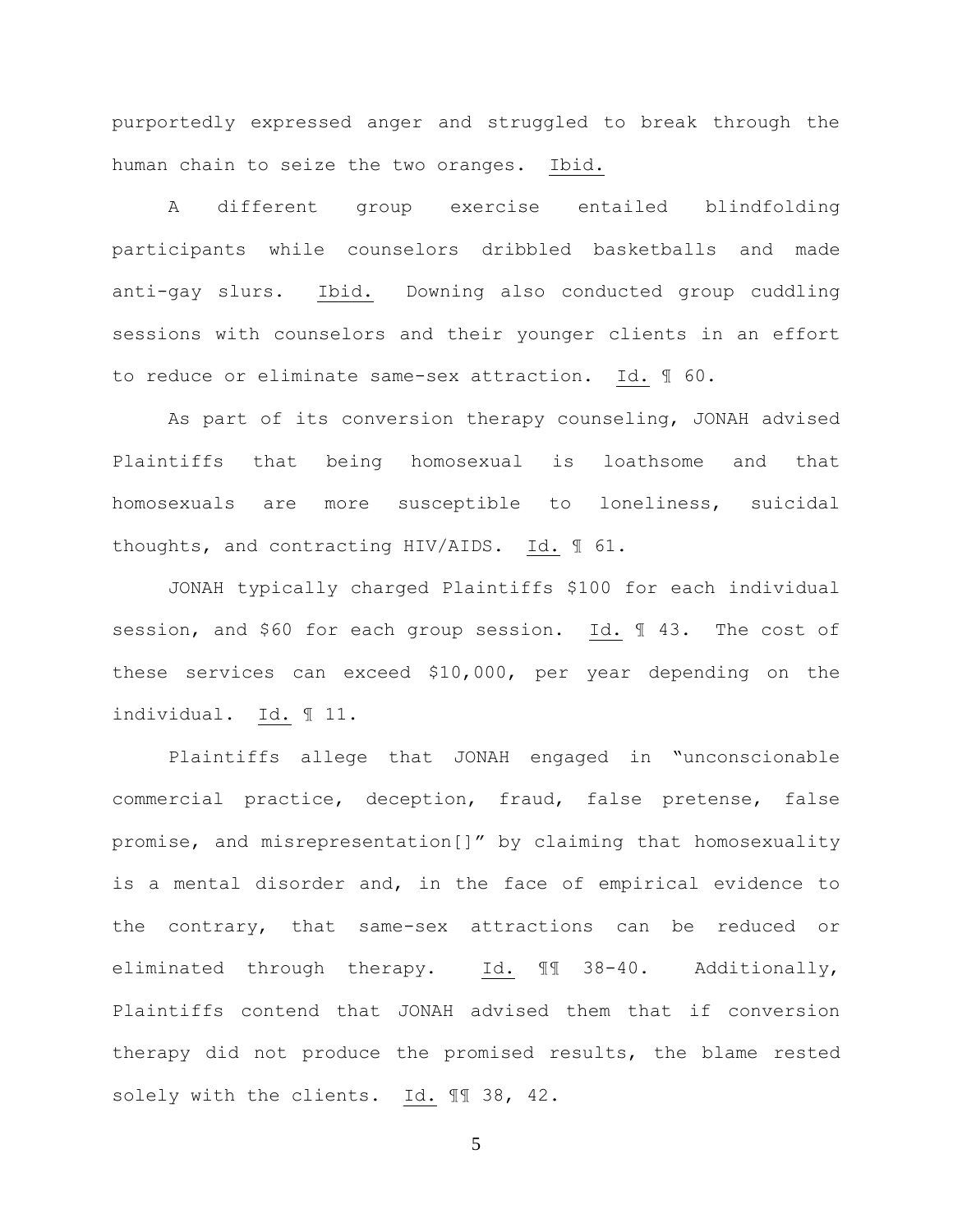purportedly expressed anger and struggled to break through the human chain to seize the two oranges. Ibid.

A different group exercise entailed blindfolding participants while counselors dribbled basketballs and made anti-gay slurs. Ibid. Downing also conducted group cuddling sessions with counselors and their younger clients in an effort to reduce or eliminate same-sex attraction. Id. ¶ 60.

As part of its conversion therapy counseling, JONAH advised Plaintiffs that being homosexual is loathsome and that homosexuals are more susceptible to loneliness, suicidal thoughts, and contracting HIV/AIDS. Id. ¶ 61.

JONAH typically charged Plaintiffs $100 for each individual session, and $60 for each group session. Id. ¶ 43. The cost of these services can exceed $10,000, per year depending on the individual. Id. ¶ 11.

Plaintiffs allege that JONAH engaged in "unconscionable commercial practice, deception, fraud, false pretense, false promise, and misrepresentation[]" by claiming that homosexuality is a mental disorder and, in the face of empirical evidence to the contrary, that same-sex attractions can be reduced or eliminated through therapy. Id. ¶¶ 38-40. Additionally, Plaintiffs contend that JONAH advised them that if conversion therapy did not produce the promised results, the blame rested solely with the clients. Id. ¶¶ 38, 42.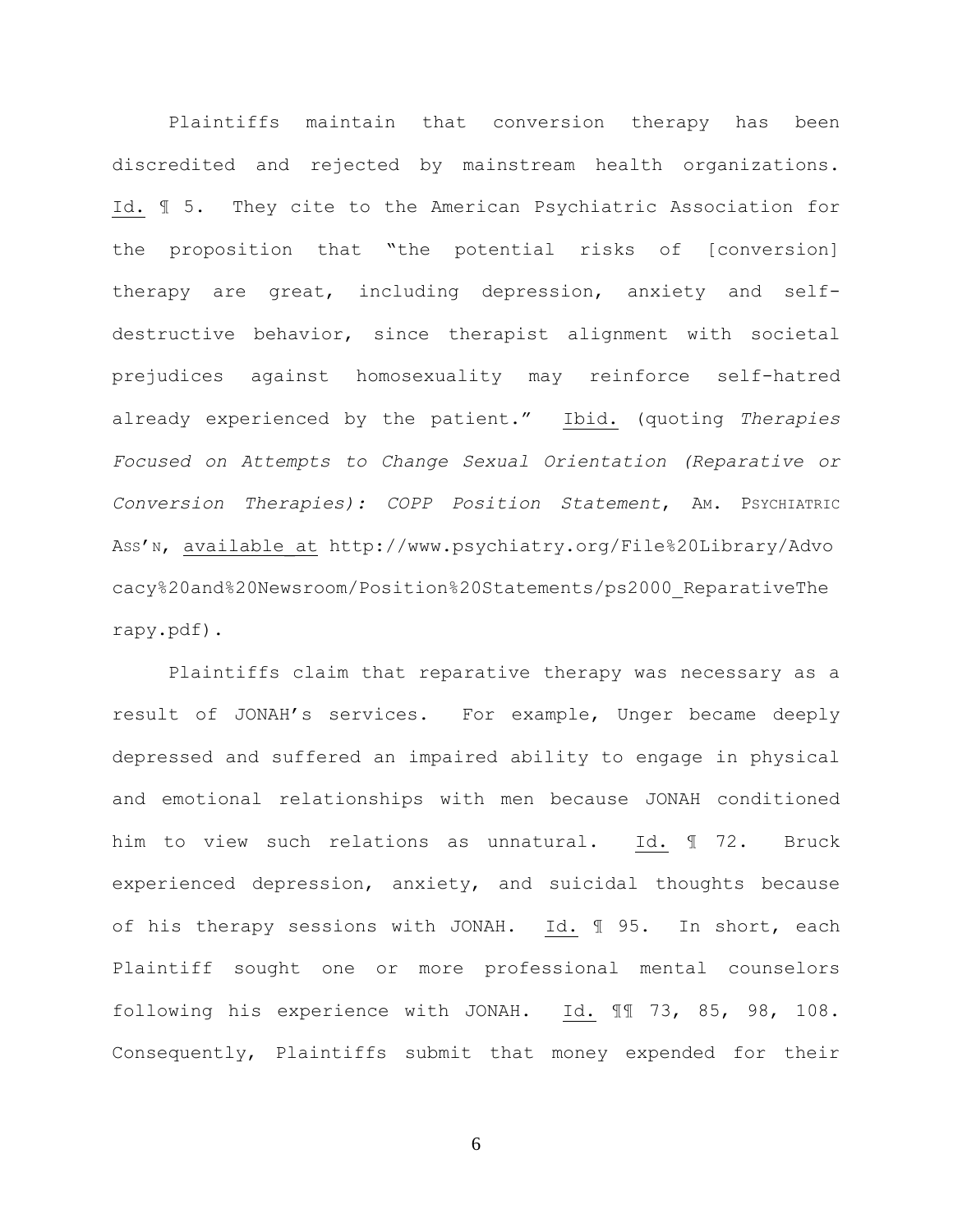Plaintiffs maintain that conversion therapy has been discredited and rejected by mainstream health organizations. Id. ¶ 5. They cite to the American Psychiatric Association for the proposition that "the potential risks of [conversion] therapy are great, including depression, anxiety and self-destructive behavior, since therapist alignment with societal prejudices against homosexuality may reinforce self-hatred already experienced by the patient." Ibid. (quoting *Therapies Focused on Attempts to Change Sexual Orientation (Reparative or Conversion Therapies): COPP Position Statement*, AM. PSYCHIATRIC ASS'N, available at http://www.psychiatry.org/File%20Library/Advocacy%20and%20Newsroom/Position%20Statements/ps2000_ReparativeTherapy.pdf).

Plaintiffs claim that reparative therapy was necessary as a result of JONAH's services. For example, Unger became deeply depressed and suffered an impaired ability to engage in physical and emotional relationships with men because JONAH conditioned him to view such relations as unnatural. Id. ¶ 72. Bruck experienced depression, anxiety, and suicidal thoughts because of his therapy sessions with JONAH. Id. ¶ 95. In short, each Plaintiff sought one or more professional mental counselors following his experience with JONAH. Id. ¶¶ 73, 85, 98, 108. Consequently, Plaintiffs submit that money expended for their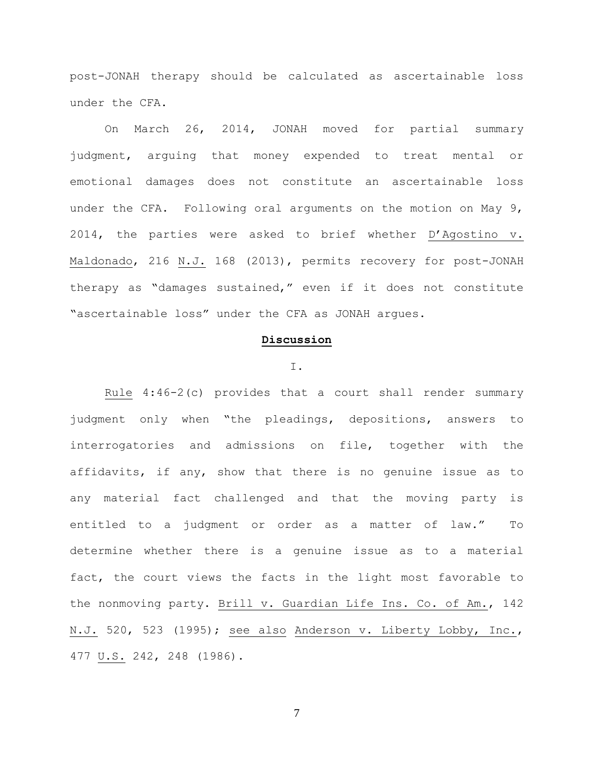post-JONAH therapy should be calculated as ascertainable loss under the CFA.

On March 26, 2014, JONAH moved for partial summary judgment, arguing that money expended to treat mental or emotional damages does not constitute an ascertainable loss under the CFA. Following oral arguments on the motion on May 9, 2014, the parties were asked to brief whether D'Agostino v. Maldonado, 216 N.J. 168 (2013), permits recovery for post-JONAH therapy as "damages sustained," even if it does not constitute "ascertainable loss" under the CFA as JONAH argues.

## Discussion

I.

Rule 4:46-2(c) provides that a court shall render summary judgment only when "the pleadings, depositions, answers to interrogatories and admissions on file, together with the affidavits, if any, show that there is no genuine issue as to any material fact challenged and that the moving party is entitled to a judgment or order as a matter of law." To determine whether there is a genuine issue as to a material fact, the court views the facts in the light most favorable to the nonmoving party. Brill v. Guardian Life Ins. Co. of Am., 142 N.J. 520, 523 (1995); see also Anderson v. Liberty Lobby, Inc., 477 U.S. 242, 248 (1986).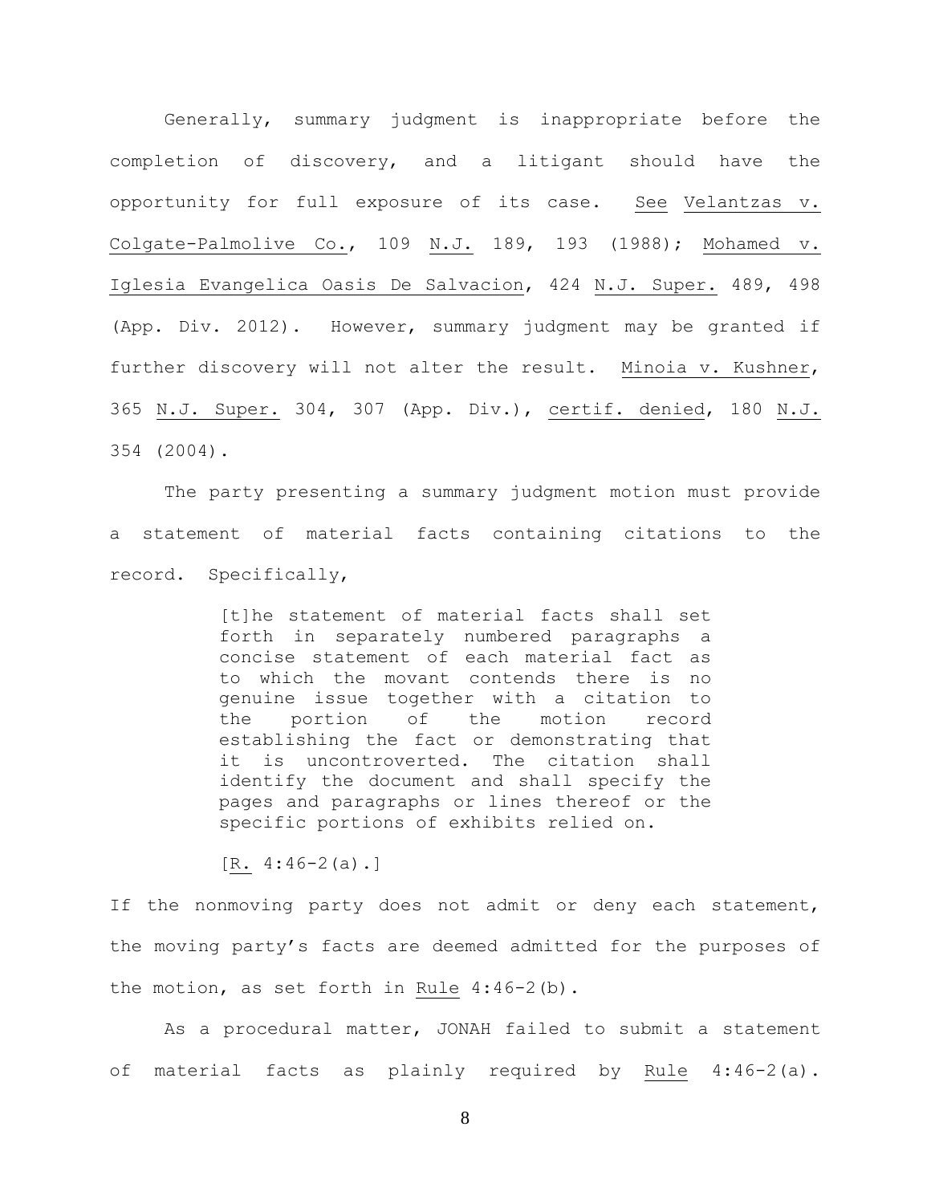Generally, summary judgment is inappropriate before the completion of discovery, and a litigant should have the opportunity for full exposure of its case. See Velantzas v. Colgate-Palmolive Co., 109 N.J. 189, 193 (1988); Mohamed v. Iglesia Evangelica Oasis De Salvacion, 424 N.J. Super. 489, 498 (App. Div. 2012). However, summary judgment may be granted if further discovery will not alter the result. Minoia v. Kushner, 365 N.J. Super. 304, 307 (App. Div.), certif. denied, 180 N.J. 354 (2004).

The party presenting a summary judgment motion must provide a statement of material facts containing citations to the record. Specifically,

> [t]he statement of material facts shall set forth in separately numbered paragraphs a concise statement of each material fact as to which the movant contends there is no genuine issue together with a citation to the portion of the motion record establishing the fact or demonstrating that it is uncontroverted. The citation shall identify the document and shall specify the pages and paragraphs or lines thereof or the specific portions of exhibits relied on.
>
> [R. 4:46-2(a).]

If the nonmoving party does not admit or deny each statement, the moving party's facts are deemed admitted for the purposes of the motion, as set forth in Rule 4:46-2(b).

As a procedural matter, JONAH failed to submit a statement of material facts as plainly required by Rule 4:46-2(a).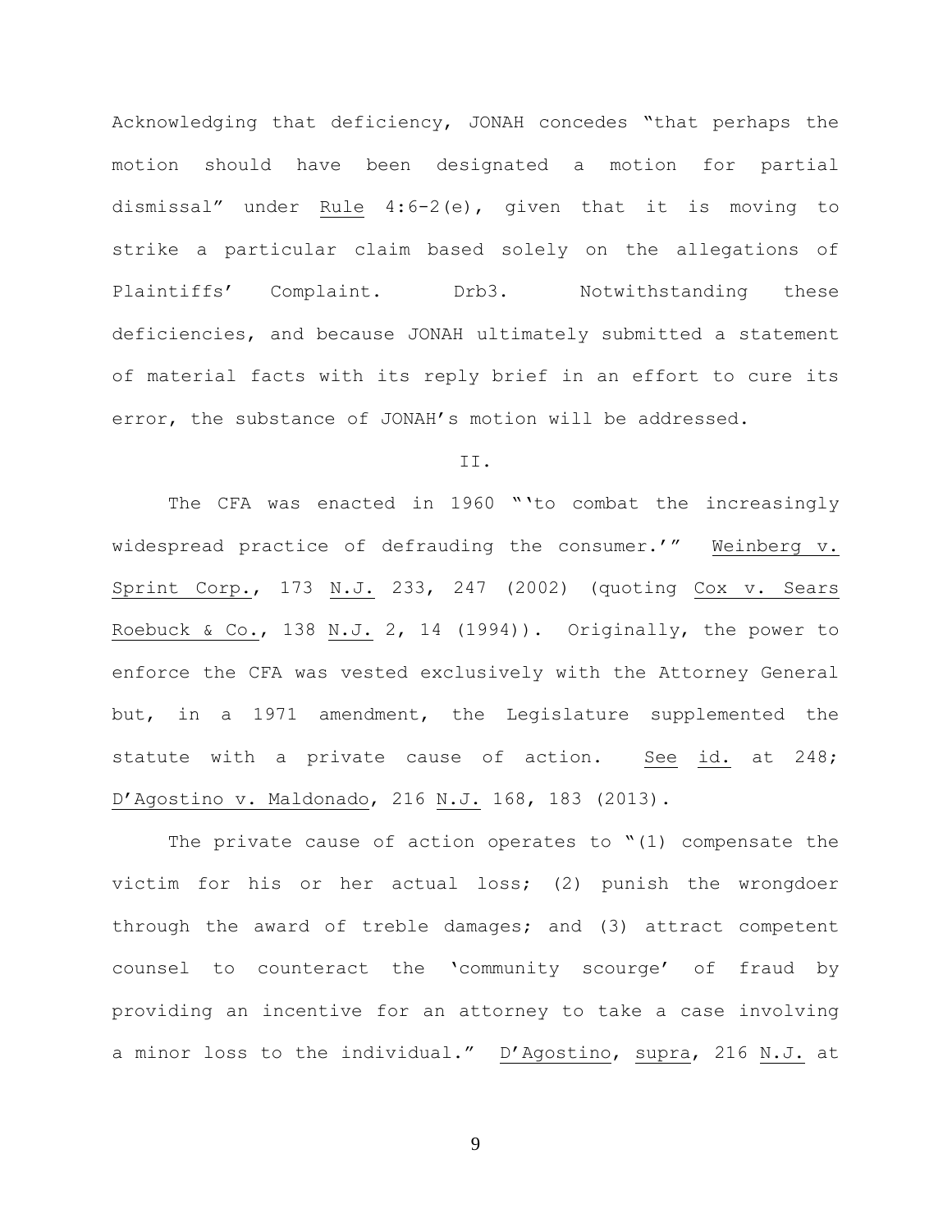Acknowledging that deficiency, JONAH concedes "that perhaps the motion should have been designated a motion for partial dismissal" under Rule 4:6-2(e), given that it is moving to strike a particular claim based solely on the allegations of Plaintiffs' Complaint. Drb3. Notwithstanding these deficiencies, and because JONAH ultimately submitted a statement of material facts with its reply brief in an effort to cure its error, the substance of JONAH's motion will be addressed.

II.

The CFA was enacted in 1960 "'to combat the increasingly widespread practice of defrauding the consumer.'" Weinberg v. Sprint Corp., 173 N.J. 233, 247 (2002) (quoting Cox v. Sears Roebuck & Co., 138 N.J. 2, 14 (1994)). Originally, the power to enforce the CFA was vested exclusively with the Attorney General but, in a 1971 amendment, the Legislature supplemented the statute with a private cause of action. See id. at 248; D'Agostino v. Maldonado, 216 N.J. 168, 183 (2013).

The private cause of action operates to "(1) compensate the victim for his or her actual loss; (2) punish the wrongdoer through the award of treble damages; and (3) attract competent counsel to counteract the 'community scourge' of fraud by providing an incentive for an attorney to take a case involving a minor loss to the individual." D'Agostino, supra, 216 N.J. at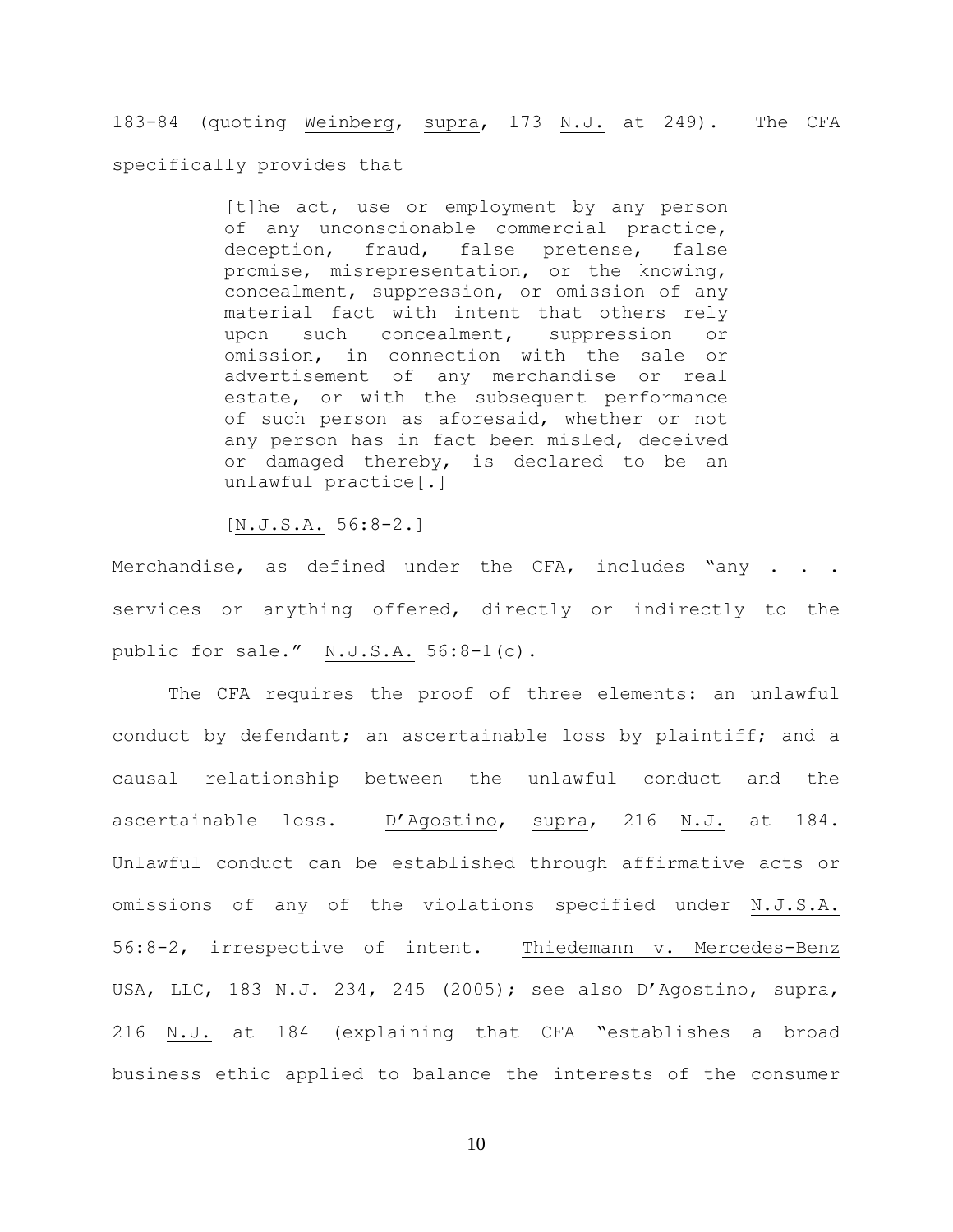183-84 (quoting Weinberg, supra, 173 N.J. at 249). The CFA specifically provides that

> [t]he act, use or employment by any person of any unconscionable commercial practice, deception, fraud, false pretense, false promise, misrepresentation, or the knowing, concealment, suppression, or omission of any material fact with intent that others rely upon such concealment, suppression or omission, in connection with the sale or advertisement of any merchandise or real estate, or with the subsequent performance of such person as aforesaid, whether or not any person has in fact been misled, deceived or damaged thereby, is declared to be an unlawful practice[.]
>
> [N.J.S.A. 56:8-2.]

Merchandise, as defined under the CFA, includes "any . . . services or anything offered, directly or indirectly to the public for sale." N.J.S.A. 56:8-1(c).

The CFA requires the proof of three elements: an unlawful conduct by defendant; an ascertainable loss by plaintiff; and a causal relationship between the unlawful conduct and the ascertainable loss. D'Agostino, supra, 216 N.J. at 184. Unlawful conduct can be established through affirmative acts or omissions of any of the violations specified under N.J.S.A. 56:8-2, irrespective of intent. Thiedemann v. Mercedes-Benz USA, LLC, 183 N.J. 234, 245 (2005); see also D'Agostino, supra, 216 N.J. at 184 (explaining that CFA "establishes a broad business ethic applied to balance the interests of the consumer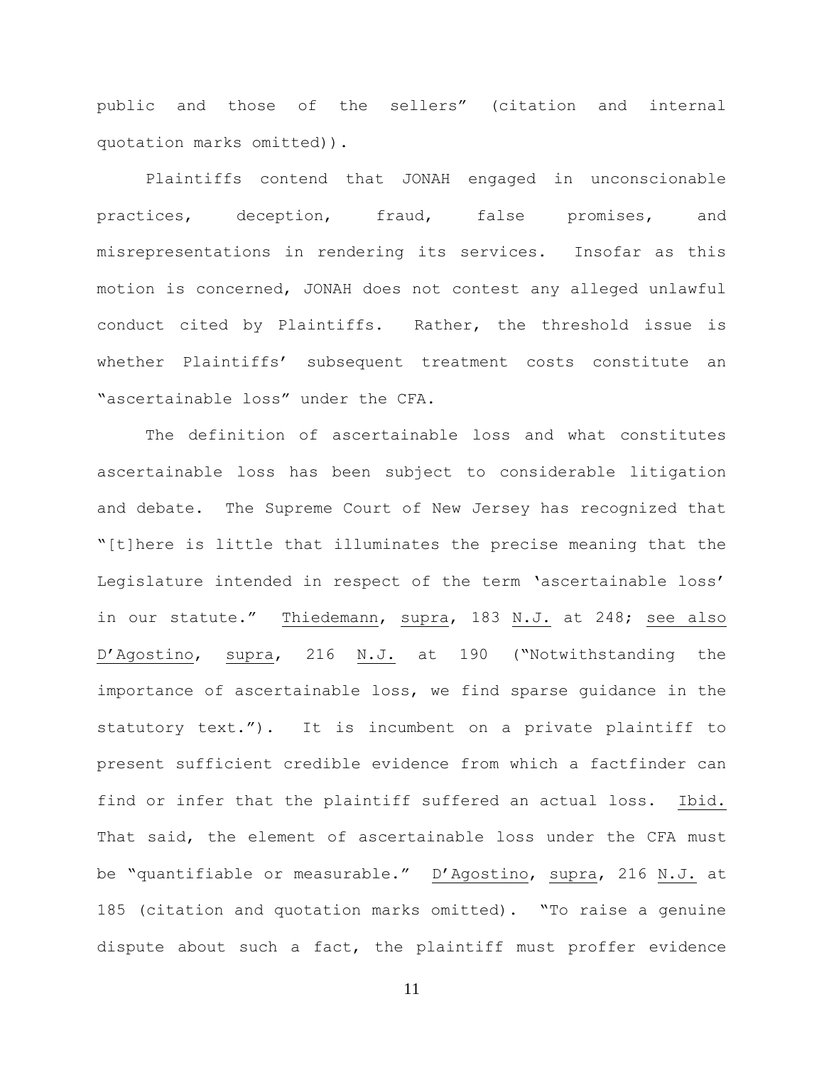public and those of the sellers" (citation and internal quotation marks omitted)).

Plaintiffs contend that JONAH engaged in unconscionable practices, deception, fraud, false promises, and misrepresentations in rendering its services. Insofar as this motion is concerned, JONAH does not contest any alleged unlawful conduct cited by Plaintiffs. Rather, the threshold issue is whether Plaintiffs' subsequent treatment costs constitute an "ascertainable loss" under the CFA.

The definition of ascertainable loss and what constitutes ascertainable loss has been subject to considerable litigation and debate. The Supreme Court of New Jersey has recognized that "[t]here is little that illuminates the precise meaning that the Legislature intended in respect of the term 'ascertainable loss' in our statute." Thiedemann, supra, 183 N.J. at 248; see also D'Agostino, supra, 216 N.J. at 190 ("Notwithstanding the importance of ascertainable loss, we find sparse guidance in the statutory text."). It is incumbent on a private plaintiff to present sufficient credible evidence from which a factfinder can find or infer that the plaintiff suffered an actual loss. Ibid. That said, the element of ascertainable loss under the CFA must be "quantifiable or measurable." D'Agostino, supra, 216 N.J. at 185 (citation and quotation marks omitted). "To raise a genuine dispute about such a fact, the plaintiff must proffer evidence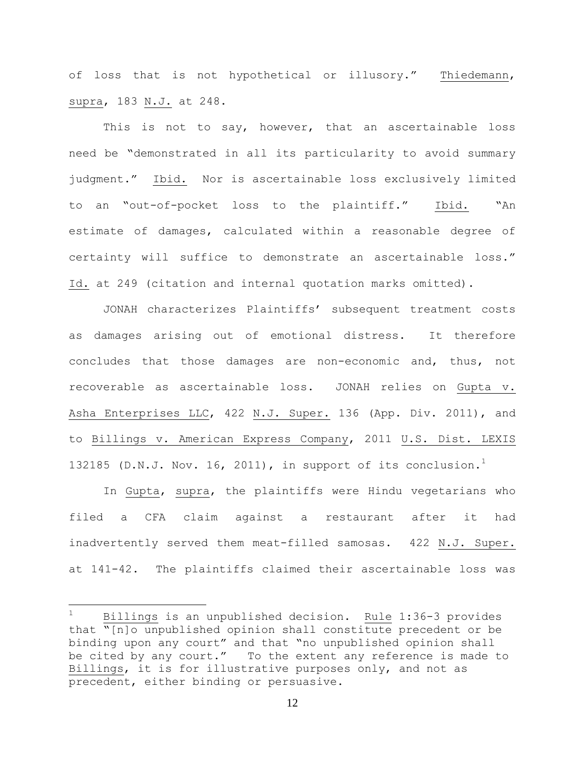of loss that is not hypothetical or illusory." Thiedemann, supra, 183 N.J. at 248.

This is not to say, however, that an ascertainable loss need be "demonstrated in all its particularity to avoid summary judgment." Ibid. Nor is ascertainable loss exclusively limited to an "out-of-pocket loss to the plaintiff." Ibid. "An estimate of damages, calculated within a reasonable degree of certainty will suffice to demonstrate an ascertainable loss." Id. at 249 (citation and internal quotation marks omitted).

JONAH characterizes Plaintiffs' subsequent treatment costs as damages arising out of emotional distress. It therefore concludes that those damages are non-economic and, thus, not recoverable as ascertainable loss. JONAH relies on Gupta v. Asha Enterprises LLC, 422 N.J. Super. 136 (App. Div. 2011), and to Billings v. American Express Company, 2011 U.S. Dist. LEXIS 132185 (D.N.J. Nov. 16, 2011), in support of its conclusion.[1]

In Gupta, supra, the plaintiffs were Hindu vegetarians who filed a CFA claim against a restaurant after it had inadvertently served them meat-filled samosas. 422 N.J. Super. at 141-42. The plaintiffs claimed their ascertainable loss was

[1] Billings is an unpublished decision. Rule 1:36-3 provides that "[n]o unpublished opinion shall constitute precedent or be binding upon any court" and that "no unpublished opinion shall be cited by any court." To the extent any reference is made to Billings, it is for illustrative purposes only, and not as precedent, either binding or persuasive.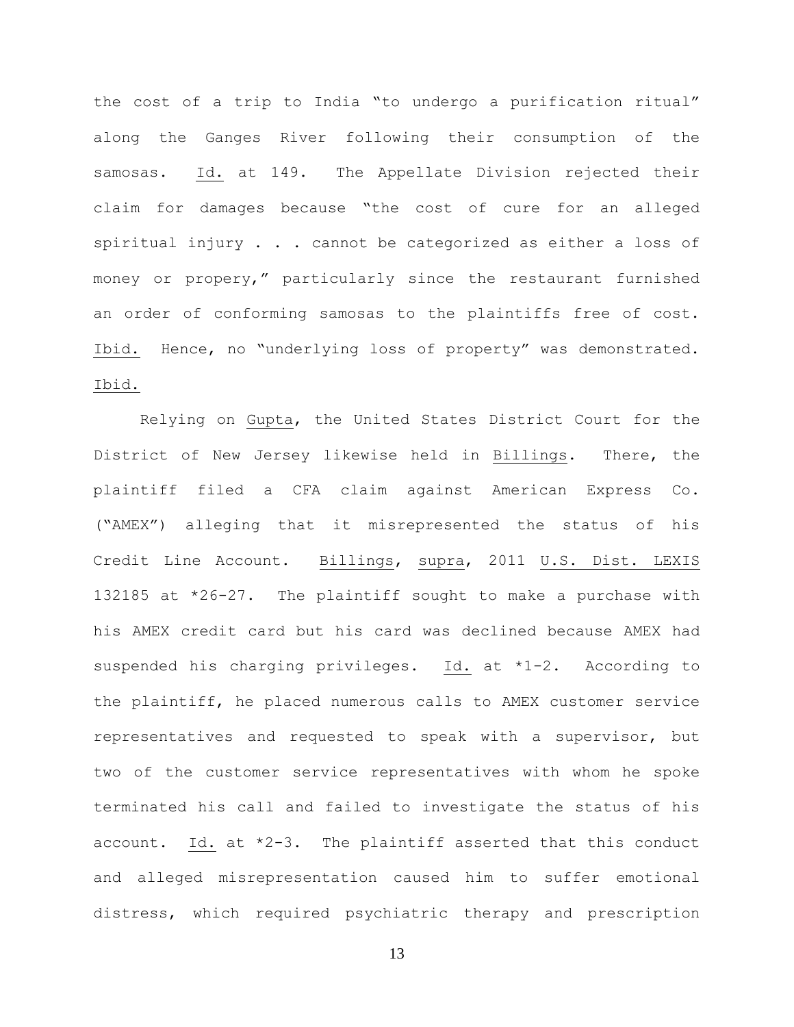the cost of a trip to India "to undergo a purification ritual" along the Ganges River following their consumption of the samosas. Id. at 149. The Appellate Division rejected their claim for damages because "the cost of cure for an alleged spiritual injury . . . cannot be categorized as either a loss of money or propery," particularly since the restaurant furnished an order of conforming samosas to the plaintiffs free of cost. Ibid. Hence, no "underlying loss of property" was demonstrated. Ibid.

Relying on Gupta, the United States District Court for the District of New Jersey likewise held in Billings. There, the plaintiff filed a CFA claim against American Express Co. ("AMEX") alleging that it misrepresented the status of his Credit Line Account. Billings, supra, 2011 U.S. Dist. LEXIS 132185 at *26-27. The plaintiff sought to make a purchase with his AMEX credit card but his card was declined because AMEX had suspended his charging privileges. Id. at *1-2. According to the plaintiff, he placed numerous calls to AMEX customer service representatives and requested to speak with a supervisor, but two of the customer service representatives with whom he spoke terminated his call and failed to investigate the status of his account. Id. at *2-3. The plaintiff asserted that this conduct and alleged misrepresentation caused him to suffer emotional distress, which required psychiatric therapy and prescription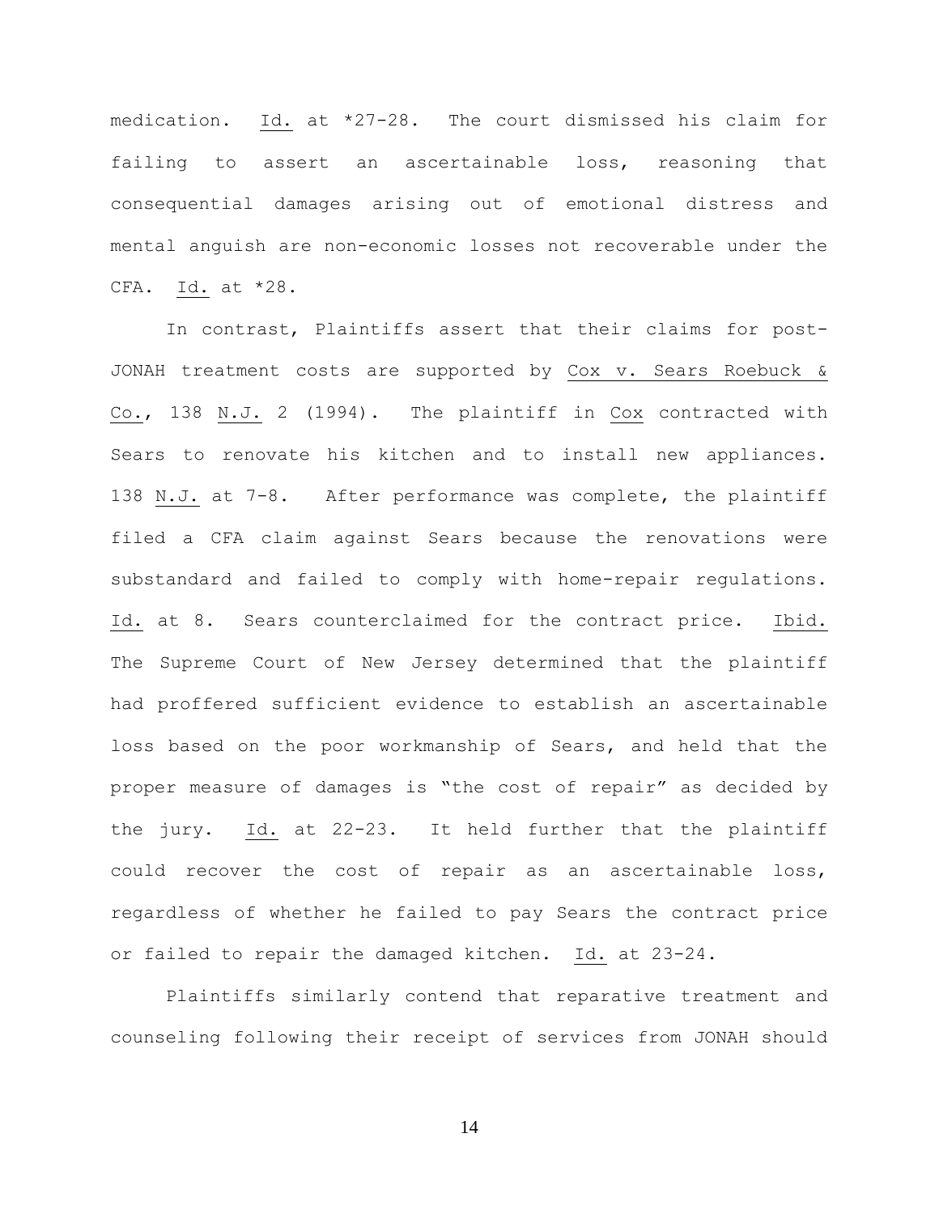medication. Id. at *27-28. The court dismissed his claim for failing to assert an ascertainable loss, reasoning that consequential damages arising out of emotional distress and mental anguish are non-economic losses not recoverable under the CFA. Id. at *28.

In contrast, Plaintiffs assert that their claims for post-JONAH treatment costs are supported by Cox v. Sears Roebuck & Co., 138 N.J. 2 (1994). The plaintiff in Cox contracted with Sears to renovate his kitchen and to install new appliances. 138 N.J. at 7-8. After performance was complete, the plaintiff filed a CFA claim against Sears because the renovations were substandard and failed to comply with home-repair regulations. Id. at 8. Sears counterclaimed for the contract price. Ibid. The Supreme Court of New Jersey determined that the plaintiff had proffered sufficient evidence to establish an ascertainable loss based on the poor workmanship of Sears, and held that the proper measure of damages is "the cost of repair" as decided by the jury. Id. at 22-23. It held further that the plaintiff could recover the cost of repair as an ascertainable loss, regardless of whether he failed to pay Sears the contract price or failed to repair the damaged kitchen. Id. at 23-24.

Plaintiffs similarly contend that reparative treatment and counseling following their receipt of services from JONAH should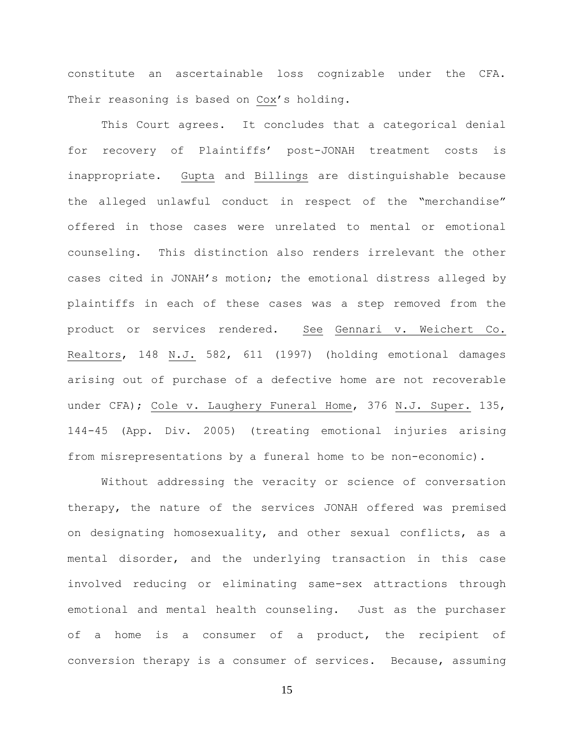constitute an ascertainable loss cognizable under the CFA. Their reasoning is based on Cox's holding.

This Court agrees. It concludes that a categorical denial for recovery of Plaintiffs' post-JONAH treatment costs is inappropriate. Gupta and Billings are distinguishable because the alleged unlawful conduct in respect of the "merchandise" offered in those cases were unrelated to mental or emotional counseling. This distinction also renders irrelevant the other cases cited in JONAH's motion; the emotional distress alleged by plaintiffs in each of these cases was a step removed from the product or services rendered. See Gennari v. Weichert Co. Realtors, 148 N.J. 582, 611 (1997) (holding emotional damages arising out of purchase of a defective home are not recoverable under CFA); Cole v. Laughery Funeral Home, 376 N.J. Super. 135, 144-45 (App. Div. 2005) (treating emotional injuries arising from misrepresentations by a funeral home to be non-economic).

Without addressing the veracity or science of conversation therapy, the nature of the services JONAH offered was premised on designating homosexuality, and other sexual conflicts, as a mental disorder, and the underlying transaction in this case involved reducing or eliminating same-sex attractions through emotional and mental health counseling. Just as the purchaser of a home is a consumer of a product, the recipient of conversion therapy is a consumer of services. Because, assuming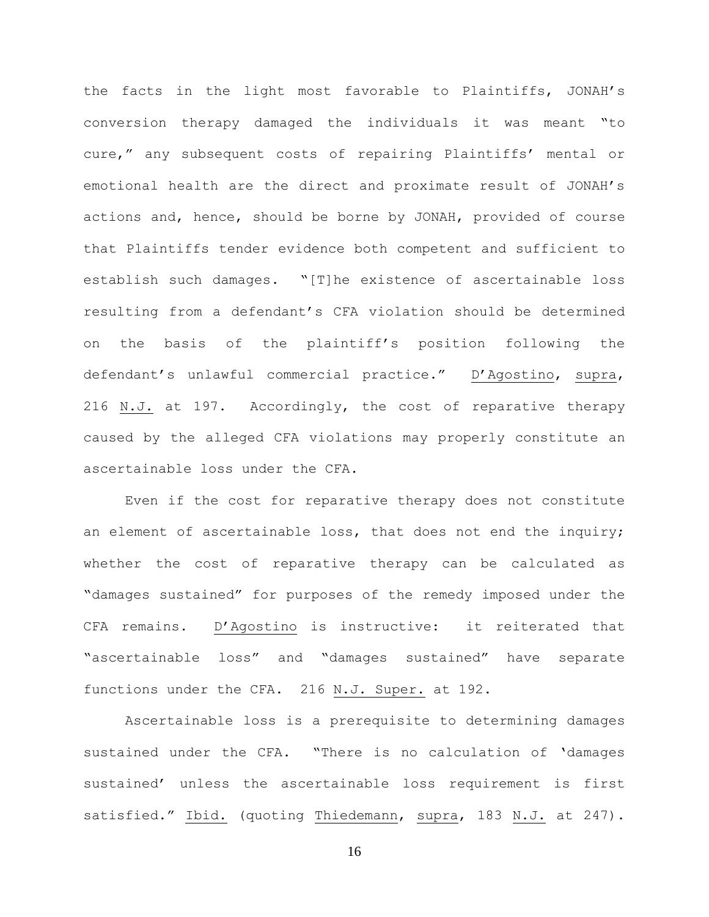the facts in the light most favorable to Plaintiffs, JONAH's conversion therapy damaged the individuals it was meant "to cure," any subsequent costs of repairing Plaintiffs' mental or emotional health are the direct and proximate result of JONAH's actions and, hence, should be borne by JONAH, provided of course that Plaintiffs tender evidence both competent and sufficient to establish such damages. "[T]he existence of ascertainable loss resulting from a defendant's CFA violation should be determined on the basis of the plaintiff's position following the defendant's unlawful commercial practice." D'Agostino, supra, 216 N.J. at 197. Accordingly, the cost of reparative therapy caused by the alleged CFA violations may properly constitute an ascertainable loss under the CFA.

Even if the cost for reparative therapy does not constitute an element of ascertainable loss, that does not end the inquiry; whether the cost of reparative therapy can be calculated as "damages sustained" for purposes of the remedy imposed under the CFA remains. D'Agostino is instructive: it reiterated that "ascertainable loss" and "damages sustained" have separate functions under the CFA. 216 N.J. Super. at 192.

Ascertainable loss is a prerequisite to determining damages sustained under the CFA. "There is no calculation of 'damages sustained' unless the ascertainable loss requirement is first satisfied." Ibid. (quoting Thiedemann, supra, 183 N.J. at 247).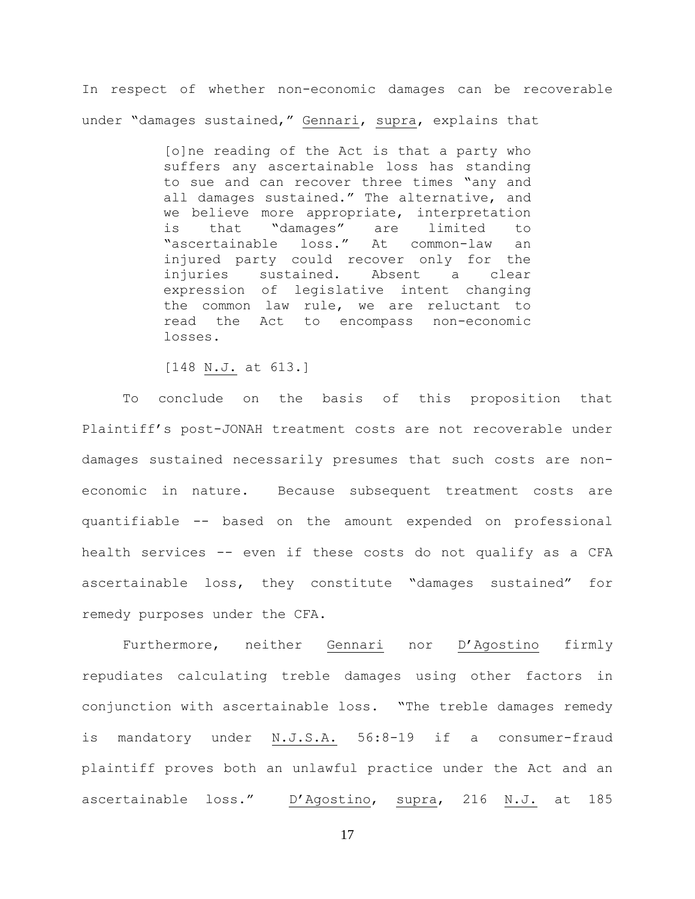In respect of whether non-economic damages can be recoverable under "damages sustained," Gennari, supra, explains that

> [o]ne reading of the Act is that a party who suffers any ascertainable loss has standing to sue and can recover three times "any and all damages sustained." The alternative, and we believe more appropriate, interpretation is that "damages" are limited to "ascertainable loss." At common-law an injured party could recover only for the injuries sustained. Absent a clear expression of legislative intent changing the common law rule, we are reluctant to read the Act to encompass non-economic losses.
>
> [148 N.J. at 613.]

To conclude on the basis of this proposition that Plaintiff's post-JONAH treatment costs are not recoverable under damages sustained necessarily presumes that such costs are non-economic in nature. Because subsequent treatment costs are quantifiable -- based on the amount expended on professional health services -- even if these costs do not qualify as a CFA ascertainable loss, they constitute "damages sustained" for remedy purposes under the CFA.

Furthermore, neither Gennari nor D'Agostino firmly repudiates calculating treble damages using other factors in conjunction with ascertainable loss. "The treble damages remedy is mandatory under N.J.S.A. 56:8-19 if a consumer-fraud plaintiff proves both an unlawful practice under the Act and an ascertainable loss." D'Agostino, supra, 216 N.J. at 185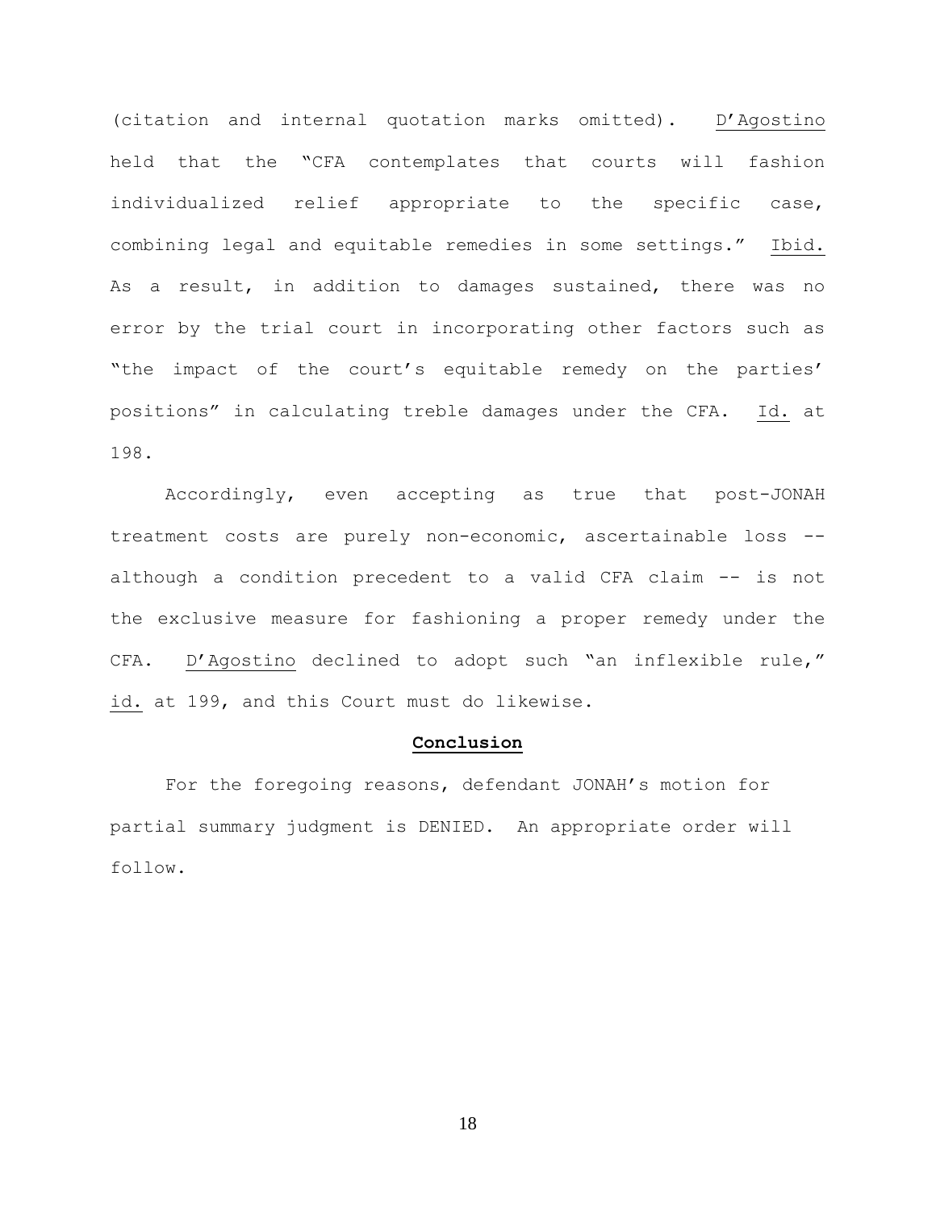(citation and internal quotation marks omitted). D'Agostino held that the "CFA contemplates that courts will fashion individualized relief appropriate to the specific case, combining legal and equitable remedies in some settings." Ibid. As a result, in addition to damages sustained, there was no error by the trial court in incorporating other factors such as "the impact of the court's equitable remedy on the parties' positions" in calculating treble damages under the CFA. Id. at 198.

Accordingly, even accepting as true that post-JONAH treatment costs are purely non-economic, ascertainable loss -- although a condition precedent to a valid CFA claim -- is not the exclusive measure for fashioning a proper remedy under the CFA. D'Agostino declined to adopt such "an inflexible rule," id. at 199, and this Court must do likewise.

## **Conclusion**

For the foregoing reasons, defendant JONAH's motion for partial summary judgment is DENIED. An appropriate order will follow.